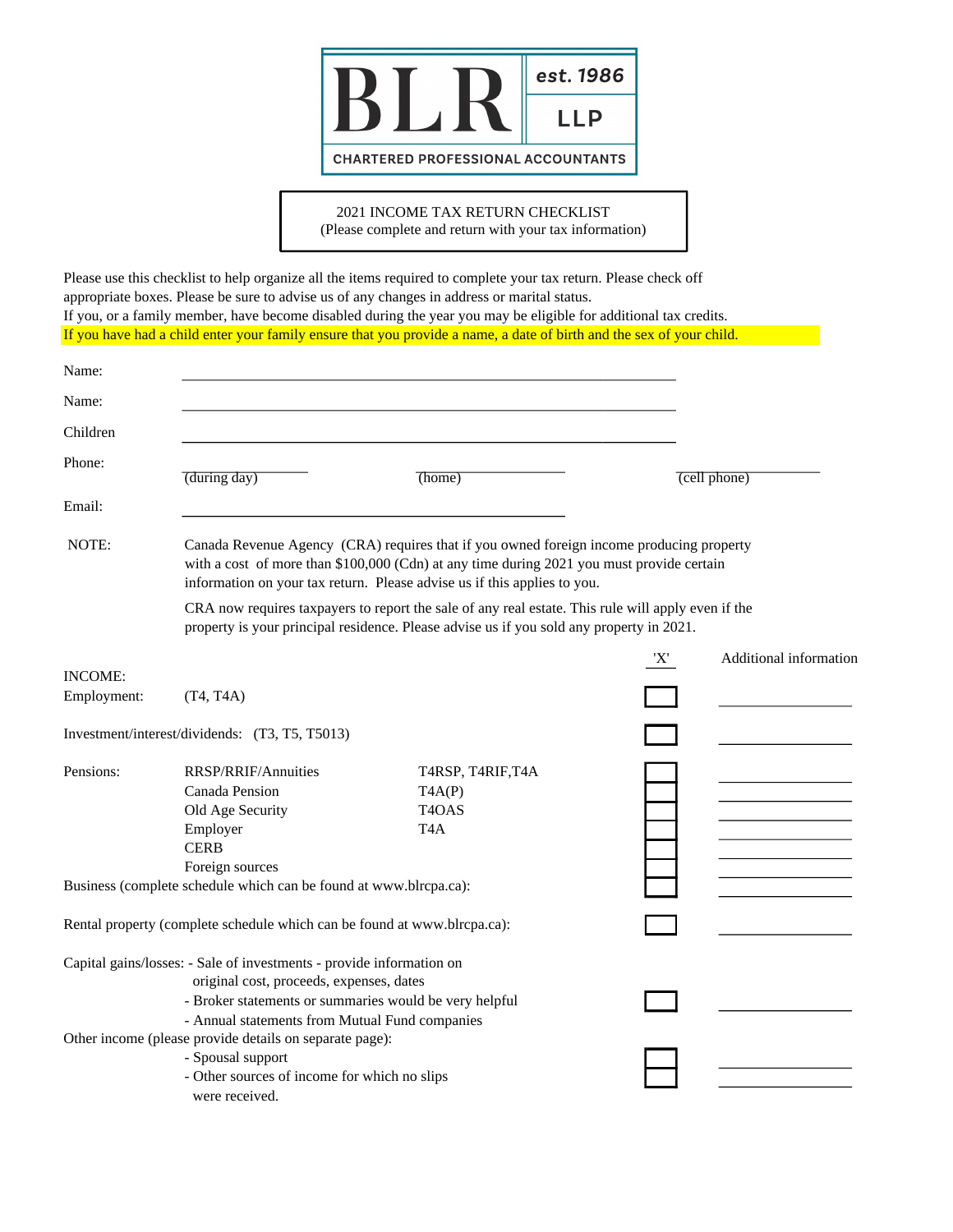**BLR LLP**
**est. 1986**
**CHARTERED PROFESSIONAL ACCOUNTANTS**

## 2021 INCOME TAX RETURN CHECKLIST
(Please complete and return with your tax information)

Please use this checklist to help organize all the items required to complete your tax return. Please check off appropriate boxes. Please be sure to advise us of any changes in address or marital status.
If you, or a family member, have become disabled during the year you may be eligible for additional tax credits.
If you have had a child enter your family ensure that you provide a name, a date of birth and the sex of your child.

Name: ______________________________

Name: ______________________________

Children ______________________________

Phone: ____________ (during day) ____________ (home) ____________ (cell phone)

Email: ______________________________

NOTE: Canada Revenue Agency (CRA) requires that if you owned foreign income producing property with a cost of more than $100,000 (Cdn) at any time during 2021 you must provide certain information on your tax return. Please advise us if this applies to you.

CRA now requires taxpayers to report the sale of any real estate. This rule will apply even if the property is your principal residence. Please advise us if you sold any property in 2021.

| | | | 'X' | Additional information |
|---|---|---|---|---|
| **INCOME:** | | | | |
| Employment: | (T4, T4A) | | ☐ | ________ |
| Investment/interest/dividends: (T3, T5, T5013) | | | ☐ | ________ |
| Pensions: | RRSP/RRIF/Annuities | T4RSP, T4RIF,T4A | ☐ | ________ |
| | Canada Pension | T4A(P) | ☐ | ________ |
| | Old Age Security | T4OAS | ☐ | ________ |
| | Employer | T4A | ☐ | ________ |
| | CERB | | ☐ | ________ |
| | Foreign sources | | ☐ | ________ |
| Business (complete schedule which can be found at www.blrcpa.ca): | | | ☐ | ________ |
| Rental property (complete schedule which can be found at www.blrcpa.ca): | | | ☐ | ________ |
| Capital gains/losses: | - Sale of investments - provide information on original cost, proceeds, expenses, dates<br>- Broker statements or summaries would be very helpful<br>- Annual statements from Mutual Fund companies | | ☐ | ________ |
| Other income (please provide details on separate page): | - Spousal support | | ☐ | ________ |
| | - Other sources of income for which no slips were received. | | ☐ | ________ |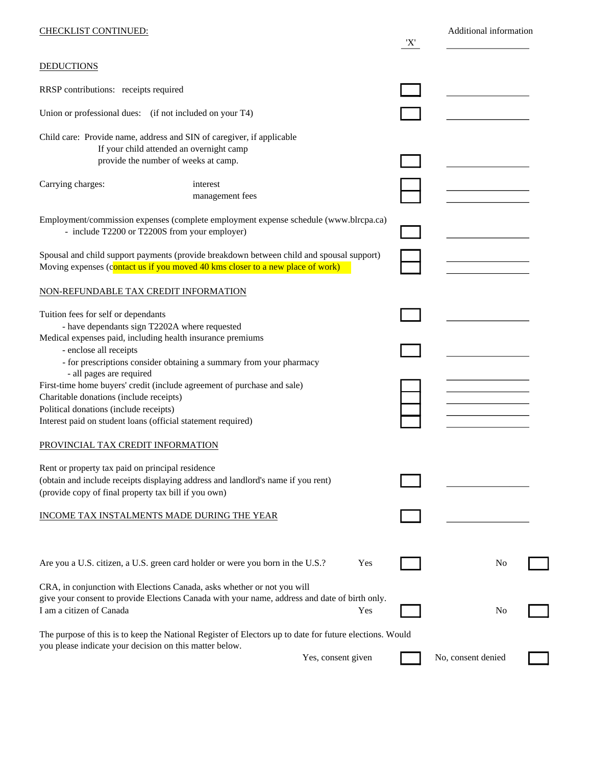CHECKLIST CONTINUED:

| | 'X' | Additional information |
|---|---|---|
| **DEDUCTIONS** | | |
| RRSP contributions: receipts required | ☐ | ____ |
| Union or professional dues: (if not included on your T4) | ☐ | ____ |
| Child care: Provide name, address and SIN of caregiver, if applicable<br>If your child attended an overnight camp<br>provide the number of weeks at camp. | ☐ | ____ |
| Carrying charges: interest | ☐ | ____ |
| Carrying charges: management fees | ☐ | ____ |
| Employment/commission expenses (complete employment expense schedule (www.blrcpa.ca)<br>- include T2200 or T2200S from your employer) | ☐ | ____ |
| Spousal and child support payments (provide breakdown between child and spousal support) | ☐ | ____ |
| Moving expenses (contact us if you moved 40 kms closer to a new place of work) | ☐ | ____ |
| **NON-REFUNDABLE TAX CREDIT INFORMATION** | | |
| Tuition fees for self or dependants<br>- have dependants sign T2202A where requested | ☐ | ____ |
| Medical expenses paid, including health insurance premiums<br>- enclose all receipts<br>- for prescriptions consider obtaining a summary from your pharmacy<br>- all pages are required | ☐ | ____ |
| First-time home buyers' credit (include agreement of purchase and sale) | ☐ | ____ |
| Charitable donations (include receipts) | ☐ | ____ |
| Political donations (include receipts) | ☐ | ____ |
| Interest paid on student loans (official statement required) | ☐ | ____ |
| **PROVINCIAL TAX CREDIT INFORMATION** | | |
| Rent or property tax paid on principal residence<br>(obtain and include receipts displaying address and landlord's name if you rent)<br>(provide copy of final property tax bill if you own) | ☐ | ____ |
| **INCOME TAX INSTALMENTS MADE DURING THE YEAR** | ☐ | ____ |

Are you a U.S. citizen, a U.S. green card holder or were you born in the U.S.? Yes ☐ No ☐

CRA, in conjunction with Elections Canada, asks whether or not you will give your consent to provide Elections Canada with your name, address and date of birth only.

I am a citizen of Canada Yes ☐ No ☐

The purpose of this is to keep the National Register of Electors up to date for future elections. Would you please indicate your decision on this matter below.

Yes, consent given ☐ No, consent denied ☐